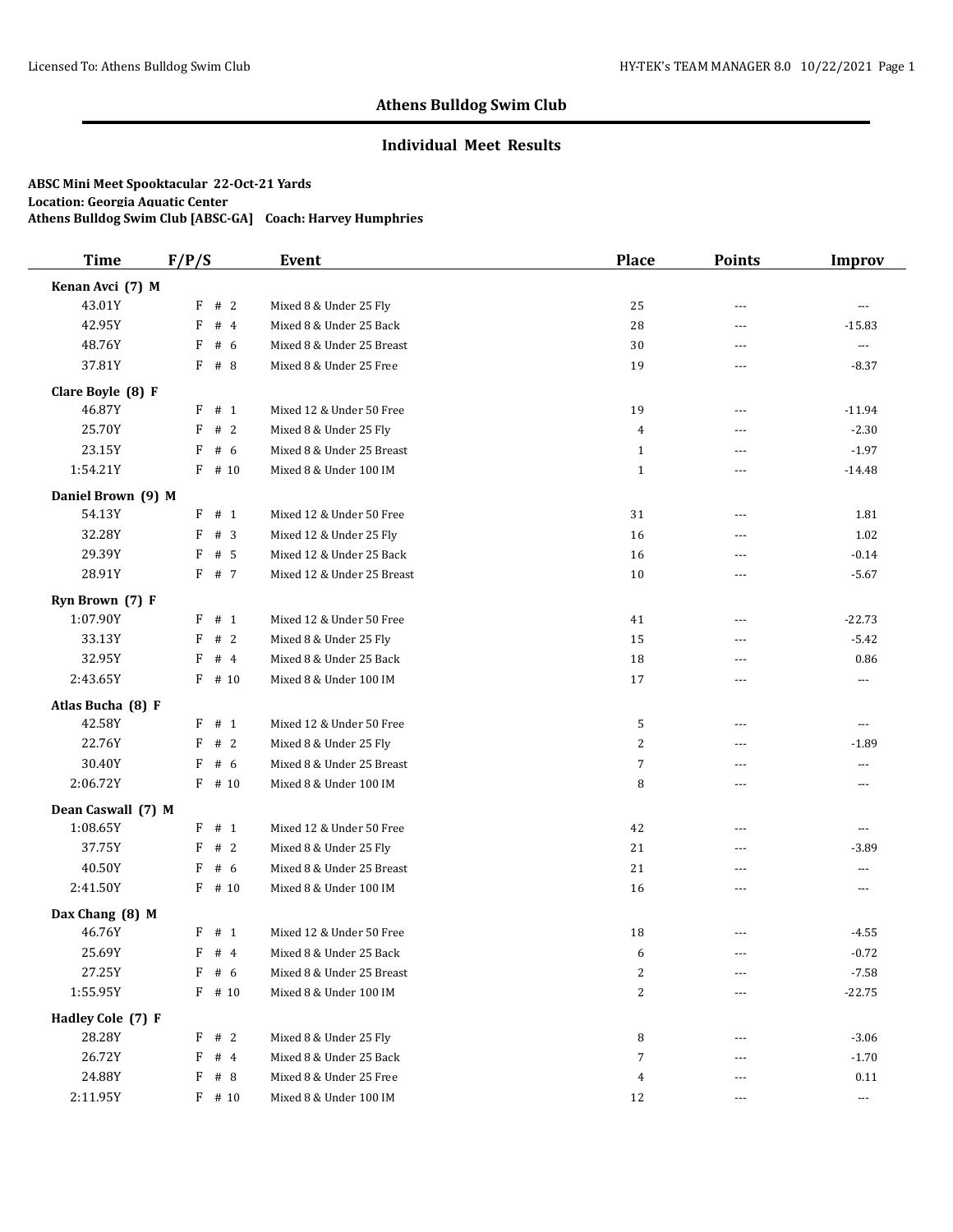# Athens Bulldog Swim Club

## Individual Meet Results

**ABSC Mini Meet Spooktacular 22-Oct-21 Yards**
**Location: Georgia Aquatic Center**
**Athens Bulldog Swim Club [ABSC-GA] Coach: Harvey Humphries**

| Time | F/P/S | Event | Place | Points | Improv |
|---|---|---|---|---|---|
| **Kenan Avci (7) M** | | | | | |
| 43.01Y | F # 2 | Mixed 8 & Under 25 Fly | 25 | --- | --- |
| 42.95Y | F # 4 | Mixed 8 & Under 25 Back | 28 | --- | -15.83 |
| 48.76Y | F # 6 | Mixed 8 & Under 25 Breast | 30 | --- | --- |
| 37.81Y | F # 8 | Mixed 8 & Under 25 Free | 19 | --- | -8.37 |
| **Clare Boyle (8) F** | | | | | |
| 46.87Y | F # 1 | Mixed 12 & Under 50 Free | 19 | --- | -11.94 |
| 25.70Y | F # 2 | Mixed 8 & Under 25 Fly | 4 | --- | -2.30 |
| 23.15Y | F # 6 | Mixed 8 & Under 25 Breast | 1 | --- | -1.97 |
| 1:54.21Y | F # 10 | Mixed 8 & Under 100 IM | 1 | --- | -14.48 |
| **Daniel Brown (9) M** | | | | | |
| 54.13Y | F # 1 | Mixed 12 & Under 50 Free | 31 | --- | 1.81 |
| 32.28Y | F # 3 | Mixed 12 & Under 25 Fly | 16 | --- | 1.02 |
| 29.39Y | F # 5 | Mixed 12 & Under 25 Back | 16 | --- | -0.14 |
| 28.91Y | F # 7 | Mixed 12 & Under 25 Breast | 10 | --- | -5.67 |
| **Ryn Brown (7) F** | | | | | |
| 1:07.90Y | F # 1 | Mixed 12 & Under 50 Free | 41 | --- | -22.73 |
| 33.13Y | F # 2 | Mixed 8 & Under 25 Fly | 15 | --- | -5.42 |
| 32.95Y | F # 4 | Mixed 8 & Under 25 Back | 18 | --- | 0.86 |
| 2:43.65Y | F # 10 | Mixed 8 & Under 100 IM | 17 | --- | --- |
| **Atlas Bucha (8) F** | | | | | |
| 42.58Y | F # 1 | Mixed 12 & Under 50 Free | 5 | --- | --- |
| 22.76Y | F # 2 | Mixed 8 & Under 25 Fly | 2 | --- | -1.89 |
| 30.40Y | F # 6 | Mixed 8 & Under 25 Breast | 7 | --- | --- |
| 2:06.72Y | F # 10 | Mixed 8 & Under 100 IM | 8 | --- | --- |
| **Dean Caswall (7) M** | | | | | |
| 1:08.65Y | F # 1 | Mixed 12 & Under 50 Free | 42 | --- | --- |
| 37.75Y | F # 2 | Mixed 8 & Under 25 Fly | 21 | --- | -3.89 |
| 40.50Y | F # 6 | Mixed 8 & Under 25 Breast | 21 | --- | --- |
| 2:41.50Y | F # 10 | Mixed 8 & Under 100 IM | 16 | --- | --- |
| **Dax Chang (8) M** | | | | | |
| 46.76Y | F # 1 | Mixed 12 & Under 50 Free | 18 | --- | -4.55 |
| 25.69Y | F # 4 | Mixed 8 & Under 25 Back | 6 | --- | -0.72 |
| 27.25Y | F # 6 | Mixed 8 & Under 25 Breast | 2 | --- | -7.58 |
| 1:55.95Y | F # 10 | Mixed 8 & Under 100 IM | 2 | --- | -22.75 |
| **Hadley Cole (7) F** | | | | | |
| 28.28Y | F # 2 | Mixed 8 & Under 25 Fly | 8 | --- | -3.06 |
| 26.72Y | F # 4 | Mixed 8 & Under 25 Back | 7 | --- | -1.70 |
| 24.88Y | F # 8 | Mixed 8 & Under 25 Free | 4 | --- | 0.11 |
| 2:11.95Y | F # 10 | Mixed 8 & Under 100 IM | 12 | --- | --- |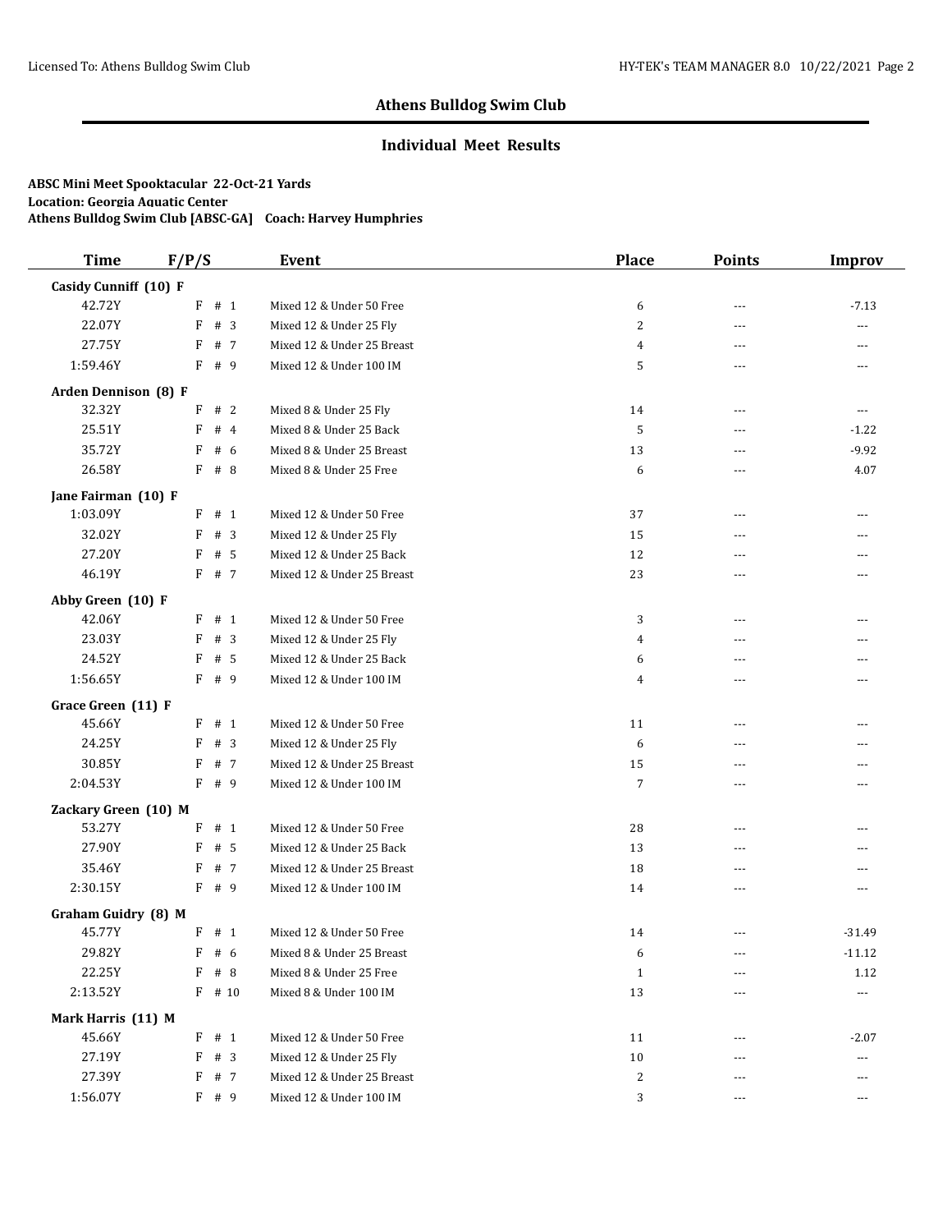# Athens Bulldog Swim Club

## Individual Meet Results

**ABSC Mini Meet Spooktacular 22-Oct-21 Yards**
**Location: Georgia Aquatic Center**
**Athens Bulldog Swim Club [ABSC-GA] Coach: Harvey Humphries**

| Time | F/P/S | Event | Place | Points | Improv |
|---|---|---|---|---|---|
| **Casidy Cunniff (10) F** | | | | | |
| 42.72Y | F # 1 | Mixed 12 & Under 50 Free | 6 | --- | -7.13 |
| 22.07Y | F # 3 | Mixed 12 & Under 25 Fly | 2 | --- | --- |
| 27.75Y | F # 7 | Mixed 12 & Under 25 Breast | 4 | --- | --- |
| 1:59.46Y | F # 9 | Mixed 12 & Under 100 IM | 5 | --- | --- |
| **Arden Dennison (8) F** | | | | | |
| 32.32Y | F # 2 | Mixed 8 & Under 25 Fly | 14 | --- | --- |
| 25.51Y | F # 4 | Mixed 8 & Under 25 Back | 5 | --- | -1.22 |
| 35.72Y | F # 6 | Mixed 8 & Under 25 Breast | 13 | --- | -9.92 |
| 26.58Y | F # 8 | Mixed 8 & Under 25 Free | 6 | --- | 4.07 |
| **Jane Fairman (10) F** | | | | | |
| 1:03.09Y | F # 1 | Mixed 12 & Under 50 Free | 37 | --- | --- |
| 32.02Y | F # 3 | Mixed 12 & Under 25 Fly | 15 | --- | --- |
| 27.20Y | F # 5 | Mixed 12 & Under 25 Back | 12 | --- | --- |
| 46.19Y | F # 7 | Mixed 12 & Under 25 Breast | 23 | --- | --- |
| **Abby Green (10) F** | | | | | |
| 42.06Y | F # 1 | Mixed 12 & Under 50 Free | 3 | --- | --- |
| 23.03Y | F # 3 | Mixed 12 & Under 25 Fly | 4 | --- | --- |
| 24.52Y | F # 5 | Mixed 12 & Under 25 Back | 6 | --- | --- |
| 1:56.65Y | F # 9 | Mixed 12 & Under 100 IM | 4 | --- | --- |
| **Grace Green (11) F** | | | | | |
| 45.66Y | F # 1 | Mixed 12 & Under 50 Free | 11 | --- | --- |
| 24.25Y | F # 3 | Mixed 12 & Under 25 Fly | 6 | --- | --- |
| 30.85Y | F # 7 | Mixed 12 & Under 25 Breast | 15 | --- | --- |
| 2:04.53Y | F # 9 | Mixed 12 & Under 100 IM | 7 | --- | --- |
| **Zackary Green (10) M** | | | | | |
| 53.27Y | F # 1 | Mixed 12 & Under 50 Free | 28 | --- | --- |
| 27.90Y | F # 5 | Mixed 12 & Under 25 Back | 13 | --- | --- |
| 35.46Y | F # 7 | Mixed 12 & Under 25 Breast | 18 | --- | --- |
| 2:30.15Y | F # 9 | Mixed 12 & Under 100 IM | 14 | --- | --- |
| **Graham Guidry (8) M** | | | | | |
| 45.77Y | F # 1 | Mixed 12 & Under 50 Free | 14 | --- | -31.49 |
| 29.82Y | F # 6 | Mixed 8 & Under 25 Breast | 6 | --- | -11.12 |
| 22.25Y | F # 8 | Mixed 8 & Under 25 Free | 1 | --- | 1.12 |
| 2:13.52Y | F # 10 | Mixed 8 & Under 100 IM | 13 | --- | --- |
| **Mark Harris (11) M** | | | | | |
| 45.66Y | F # 1 | Mixed 12 & Under 50 Free | 11 | --- | -2.07 |
| 27.19Y | F # 3 | Mixed 12 & Under 25 Fly | 10 | --- | --- |
| 27.39Y | F # 7 | Mixed 12 & Under 25 Breast | 2 | --- | --- |
| 1:56.07Y | F # 9 | Mixed 12 & Under 100 IM | 3 | --- | --- |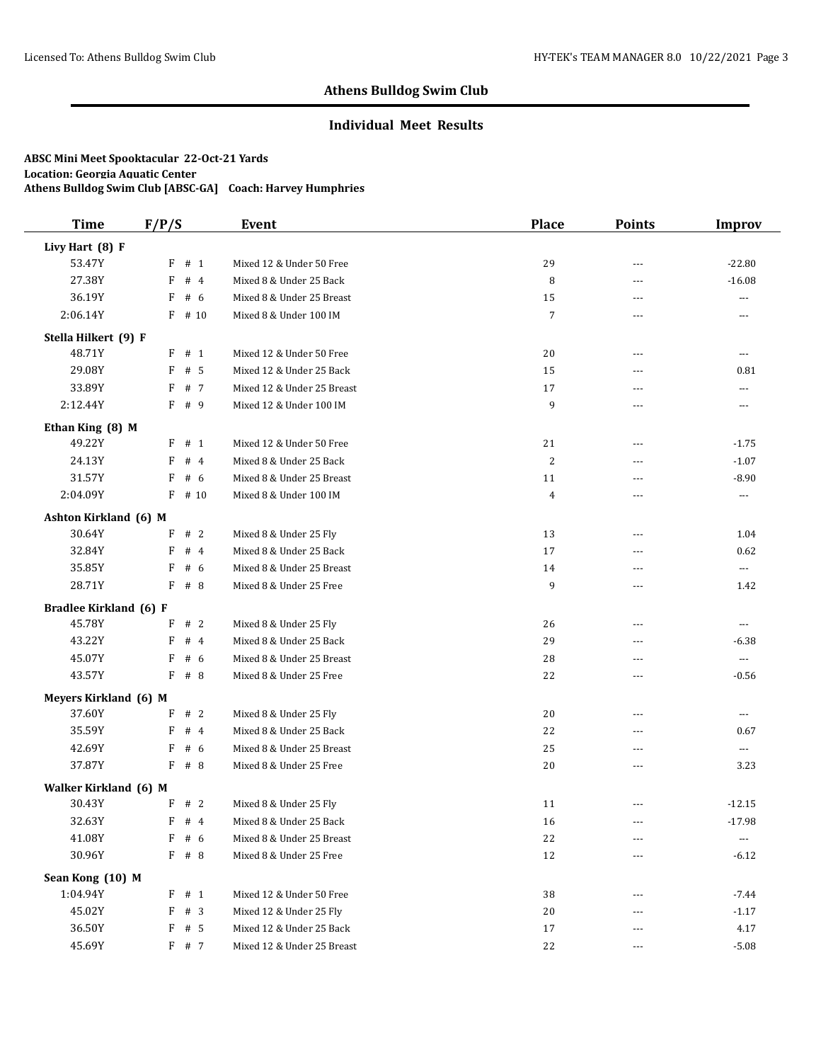## Athens Bulldog Swim Club

### Individual Meet Results

**ABSC Mini Meet Spooktacular 22-Oct-21 Yards**
**Location: Georgia Aquatic Center**
**Athens Bulldog Swim Club [ABSC-GA] Coach: Harvey Humphries**

| Time | F/P/S | Event | Place | Points | Improv |
|---|---|---|---|---|---|
| **Livy Hart (8) F** | | | | | |
| 53.47Y | F # 1 | Mixed 12 & Under 50 Free | 29 | --- | -22.80 |
| 27.38Y | F # 4 | Mixed 8 & Under 25 Back | 8 | --- | -16.08 |
| 36.19Y | F # 6 | Mixed 8 & Under 25 Breast | 15 | --- | --- |
| 2:06.14Y | F # 10 | Mixed 8 & Under 100 IM | 7 | --- | --- |
| **Stella Hilkert (9) F** | | | | | |
| 48.71Y | F # 1 | Mixed 12 & Under 50 Free | 20 | --- | --- |
| 29.08Y | F # 5 | Mixed 12 & Under 25 Back | 15 | --- | 0.81 |
| 33.89Y | F # 7 | Mixed 12 & Under 25 Breast | 17 | --- | --- |
| 2:12.44Y | F # 9 | Mixed 12 & Under 100 IM | 9 | --- | --- |
| **Ethan King (8) M** | | | | | |
| 49.22Y | F # 1 | Mixed 12 & Under 50 Free | 21 | --- | -1.75 |
| 24.13Y | F # 4 | Mixed 8 & Under 25 Back | 2 | --- | -1.07 |
| 31.57Y | F # 6 | Mixed 8 & Under 25 Breast | 11 | --- | -8.90 |
| 2:04.09Y | F # 10 | Mixed 8 & Under 100 IM | 4 | --- | --- |
| **Ashton Kirkland (6) M** | | | | | |
| 30.64Y | F # 2 | Mixed 8 & Under 25 Fly | 13 | --- | 1.04 |
| 32.84Y | F # 4 | Mixed 8 & Under 25 Back | 17 | --- | 0.62 |
| 35.85Y | F # 6 | Mixed 8 & Under 25 Breast | 14 | --- | --- |
| 28.71Y | F # 8 | Mixed 8 & Under 25 Free | 9 | --- | 1.42 |
| **Bradlee Kirkland (6) F** | | | | | |
| 45.78Y | F # 2 | Mixed 8 & Under 25 Fly | 26 | --- | --- |
| 43.22Y | F # 4 | Mixed 8 & Under 25 Back | 29 | --- | -6.38 |
| 45.07Y | F # 6 | Mixed 8 & Under 25 Breast | 28 | --- | --- |
| 43.57Y | F # 8 | Mixed 8 & Under 25 Free | 22 | --- | -0.56 |
| **Meyers Kirkland (6) M** | | | | | |
| 37.60Y | F # 2 | Mixed 8 & Under 25 Fly | 20 | --- | --- |
| 35.59Y | F # 4 | Mixed 8 & Under 25 Back | 22 | --- | 0.67 |
| 42.69Y | F # 6 | Mixed 8 & Under 25 Breast | 25 | --- | --- |
| 37.87Y | F # 8 | Mixed 8 & Under 25 Free | 20 | --- | 3.23 |
| **Walker Kirkland (6) M** | | | | | |
| 30.43Y | F # 2 | Mixed 8 & Under 25 Fly | 11 | --- | -12.15 |
| 32.63Y | F # 4 | Mixed 8 & Under 25 Back | 16 | --- | -17.98 |
| 41.08Y | F # 6 | Mixed 8 & Under 25 Breast | 22 | --- | --- |
| 30.96Y | F # 8 | Mixed 8 & Under 25 Free | 12 | --- | -6.12 |
| **Sean Kong (10) M** | | | | | |
| 1:04.94Y | F # 1 | Mixed 12 & Under 50 Free | 38 | --- | -7.44 |
| 45.02Y | F # 3 | Mixed 12 & Under 25 Fly | 20 | --- | -1.17 |
| 36.50Y | F # 5 | Mixed 12 & Under 25 Back | 17 | --- | 4.17 |
| 45.69Y | F # 7 | Mixed 12 & Under 25 Breast | 22 | --- | -5.08 |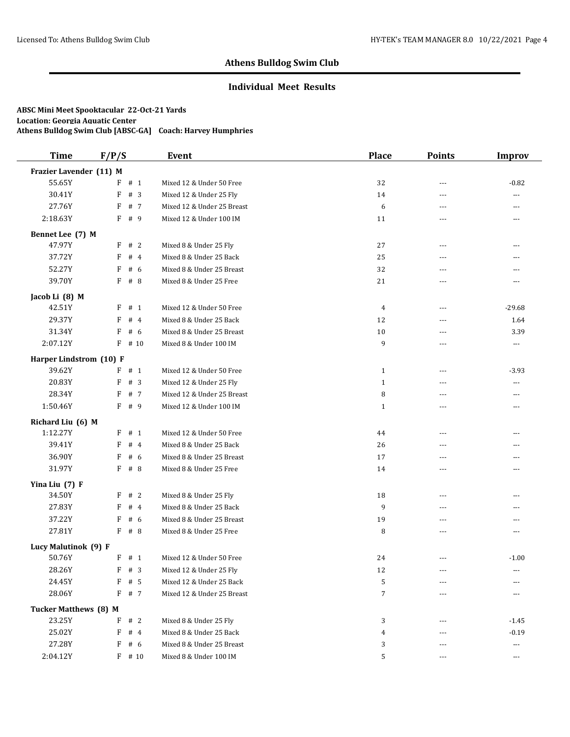## Athens Bulldog Swim Club

### Individual Meet Results

**ABSC Mini Meet Spooktacular 22-Oct-21 Yards**
**Location: Georgia Aquatic Center**
**Athens Bulldog Swim Club [ABSC-GA] Coach: Harvey Humphries**

| Time | F/P/S | Event | Place | Points | Improv |
|---|---|---|---|---|---|
| **Frazier Lavender (11) M** | | | | | |
| 55.65Y | F # 1 | Mixed 12 & Under 50 Free | 32 | --- | -0.82 |
| 30.41Y | F # 3 | Mixed 12 & Under 25 Fly | 14 | --- | --- |
| 27.76Y | F # 7 | Mixed 12 & Under 25 Breast | 6 | --- | --- |
| 2:18.63Y | F # 9 | Mixed 12 & Under 100 IM | 11 | --- | --- |
| **Bennet Lee (7) M** | | | | | |
| 47.97Y | F # 2 | Mixed 8 & Under 25 Fly | 27 | --- | --- |
| 37.72Y | F # 4 | Mixed 8 & Under 25 Back | 25 | --- | --- |
| 52.27Y | F # 6 | Mixed 8 & Under 25 Breast | 32 | --- | --- |
| 39.70Y | F # 8 | Mixed 8 & Under 25 Free | 21 | --- | --- |
| **Jacob Li (8) M** | | | | | |
| 42.51Y | F # 1 | Mixed 12 & Under 50 Free | 4 | --- | -29.68 |
| 29.37Y | F # 4 | Mixed 8 & Under 25 Back | 12 | --- | 1.64 |
| 31.34Y | F # 6 | Mixed 8 & Under 25 Breast | 10 | --- | 3.39 |
| 2:07.12Y | F # 10 | Mixed 8 & Under 100 IM | 9 | --- | --- |
| **Harper Lindstrom (10) F** | | | | | |
| 39.62Y | F # 1 | Mixed 12 & Under 50 Free | 1 | --- | -3.93 |
| 20.83Y | F # 3 | Mixed 12 & Under 25 Fly | 1 | --- | --- |
| 28.34Y | F # 7 | Mixed 12 & Under 25 Breast | 8 | --- | --- |
| 1:50.46Y | F # 9 | Mixed 12 & Under 100 IM | 1 | --- | --- |
| **Richard Liu (6) M** | | | | | |
| 1:12.27Y | F # 1 | Mixed 12 & Under 50 Free | 44 | --- | --- |
| 39.41Y | F # 4 | Mixed 8 & Under 25 Back | 26 | --- | --- |
| 36.90Y | F # 6 | Mixed 8 & Under 25 Breast | 17 | --- | --- |
| 31.97Y | F # 8 | Mixed 8 & Under 25 Free | 14 | --- | --- |
| **Yina Liu (7) F** | | | | | |
| 34.50Y | F # 2 | Mixed 8 & Under 25 Fly | 18 | --- | --- |
| 27.83Y | F # 4 | Mixed 8 & Under 25 Back | 9 | --- | --- |
| 37.22Y | F # 6 | Mixed 8 & Under 25 Breast | 19 | --- | --- |
| 27.81Y | F # 8 | Mixed 8 & Under 25 Free | 8 | --- | --- |
| **Lucy Malutinok (9) F** | | | | | |
| 50.76Y | F # 1 | Mixed 12 & Under 50 Free | 24 | --- | -1.00 |
| 28.26Y | F # 3 | Mixed 12 & Under 25 Fly | 12 | --- | --- |
| 24.45Y | F # 5 | Mixed 12 & Under 25 Back | 5 | --- | --- |
| 28.06Y | F # 7 | Mixed 12 & Under 25 Breast | 7 | --- | --- |
| **Tucker Matthews (8) M** | | | | | |
| 23.25Y | F # 2 | Mixed 8 & Under 25 Fly | 3 | --- | -1.45 |
| 25.02Y | F # 4 | Mixed 8 & Under 25 Back | 4 | --- | -0.19 |
| 27.28Y | F # 6 | Mixed 8 & Under 25 Breast | 3 | --- | --- |
| 2:04.12Y | F # 10 | Mixed 8 & Under 100 IM | 5 | --- | --- |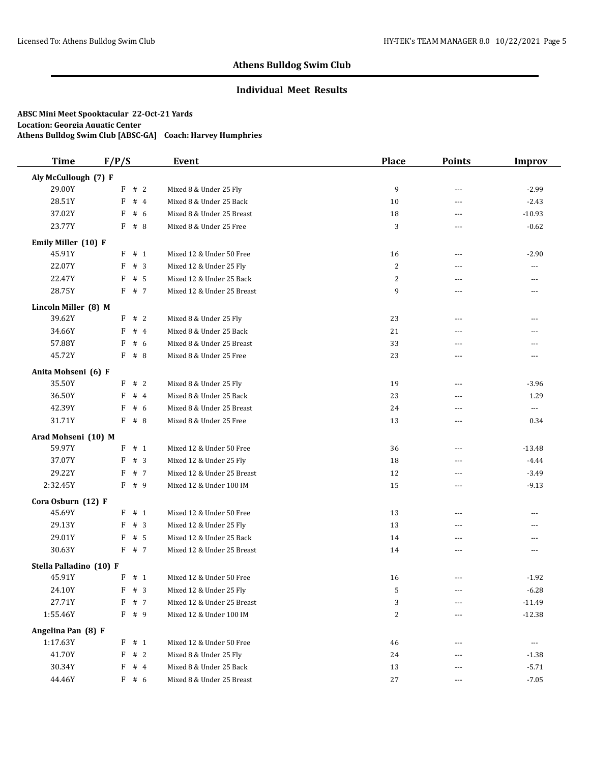## Athens Bulldog Swim Club

### Individual Meet Results

**ABSC Mini Meet Spooktacular 22-Oct-21 Yards**
**Location: Georgia Aquatic Center**
**Athens Bulldog Swim Club [ABSC-GA] Coach: Harvey Humphries**

| Time | F/P/S | Event | Place | Points | Improv |
|---|---|---|---|---|---|
| **Aly McCullough (7) F** | | | | | |
| 29.00Y | F # 2 | Mixed 8 & Under 25 Fly | 9 | --- | -2.99 |
| 28.51Y | F # 4 | Mixed 8 & Under 25 Back | 10 | --- | -2.43 |
| 37.02Y | F # 6 | Mixed 8 & Under 25 Breast | 18 | --- | -10.93 |
| 23.77Y | F # 8 | Mixed 8 & Under 25 Free | 3 | --- | -0.62 |
| **Emily Miller (10) F** | | | | | |
| 45.91Y | F # 1 | Mixed 12 & Under 50 Free | 16 | --- | -2.90 |
| 22.07Y | F # 3 | Mixed 12 & Under 25 Fly | 2 | --- | --- |
| 22.47Y | F # 5 | Mixed 12 & Under 25 Back | 2 | --- | --- |
| 28.75Y | F # 7 | Mixed 12 & Under 25 Breast | 9 | --- | --- |
| **Lincoln Miller (8) M** | | | | | |
| 39.62Y | F # 2 | Mixed 8 & Under 25 Fly | 23 | --- | --- |
| 34.66Y | F # 4 | Mixed 8 & Under 25 Back | 21 | --- | --- |
| 57.88Y | F # 6 | Mixed 8 & Under 25 Breast | 33 | --- | --- |
| 45.72Y | F # 8 | Mixed 8 & Under 25 Free | 23 | --- | --- |
| **Anita Mohseni (6) F** | | | | | |
| 35.50Y | F # 2 | Mixed 8 & Under 25 Fly | 19 | --- | -3.96 |
| 36.50Y | F # 4 | Mixed 8 & Under 25 Back | 23 | --- | 1.29 |
| 42.39Y | F # 6 | Mixed 8 & Under 25 Breast | 24 | --- | --- |
| 31.71Y | F # 8 | Mixed 8 & Under 25 Free | 13 | --- | 0.34 |
| **Arad Mohseni (10) M** | | | | | |
| 59.97Y | F # 1 | Mixed 12 & Under 50 Free | 36 | --- | -13.48 |
| 37.07Y | F # 3 | Mixed 12 & Under 25 Fly | 18 | --- | -4.44 |
| 29.22Y | F # 7 | Mixed 12 & Under 25 Breast | 12 | --- | -3.49 |
| 2:32.45Y | F # 9 | Mixed 12 & Under 100 IM | 15 | --- | -9.13 |
| **Cora Osburn (12) F** | | | | | |
| 45.69Y | F # 1 | Mixed 12 & Under 50 Free | 13 | --- | --- |
| 29.13Y | F # 3 | Mixed 12 & Under 25 Fly | 13 | --- | --- |
| 29.01Y | F # 5 | Mixed 12 & Under 25 Back | 14 | --- | --- |
| 30.63Y | F # 7 | Mixed 12 & Under 25 Breast | 14 | --- | --- |
| **Stella Palladino (10) F** | | | | | |
| 45.91Y | F # 1 | Mixed 12 & Under 50 Free | 16 | --- | -1.92 |
| 24.10Y | F # 3 | Mixed 12 & Under 25 Fly | 5 | --- | -6.28 |
| 27.71Y | F # 7 | Mixed 12 & Under 25 Breast | 3 | --- | -11.49 |
| 1:55.46Y | F # 9 | Mixed 12 & Under 100 IM | 2 | --- | -12.38 |
| **Angelina Pan (8) F** | | | | | |
| 1:17.63Y | F # 1 | Mixed 12 & Under 50 Free | 46 | --- | --- |
| 41.70Y | F # 2 | Mixed 8 & Under 25 Fly | 24 | --- | -1.38 |
| 30.34Y | F # 4 | Mixed 8 & Under 25 Back | 13 | --- | -5.71 |
| 44.46Y | F # 6 | Mixed 8 & Under 25 Breast | 27 | --- | -7.05 |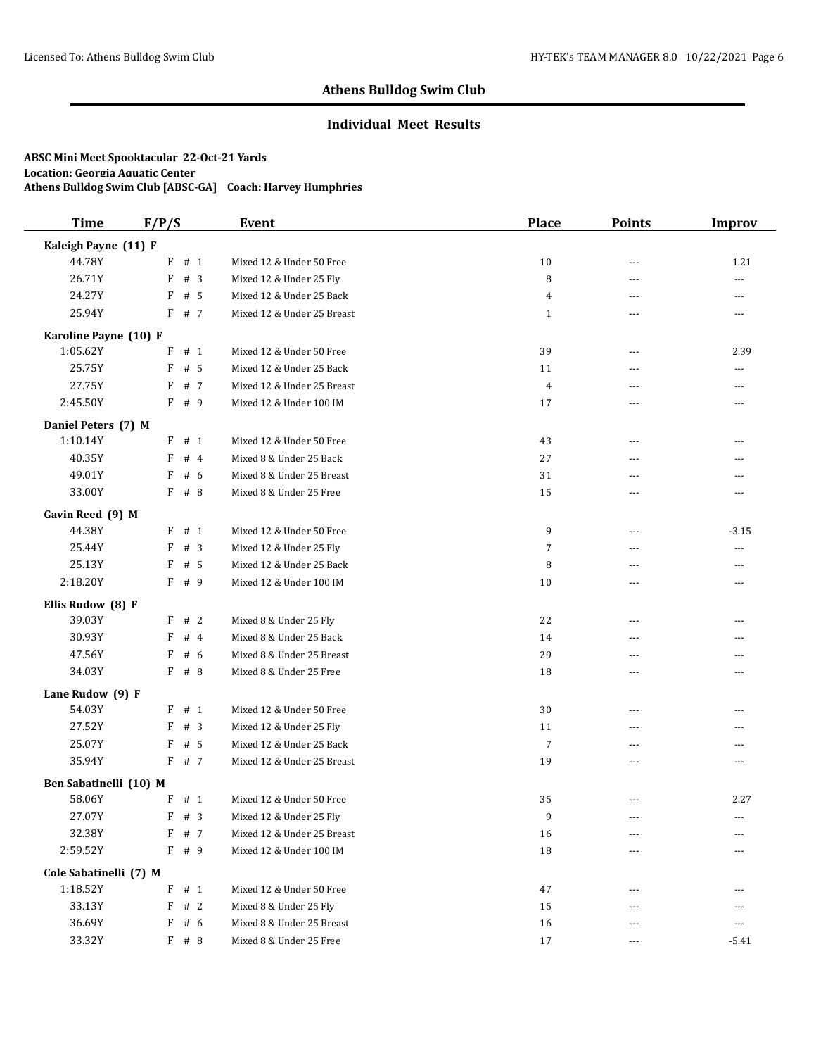## Athens Bulldog Swim Club

### Individual Meet Results

**ABSC Mini Meet Spooktacular 22-Oct-21 Yards**
**Location: Georgia Aquatic Center**
**Athens Bulldog Swim Club [ABSC-GA] Coach: Harvey Humphries**

| Time | F/P/S | Event | Place | Points | Improv |
|---|---|---|---|---|---|
| **Kaleigh Payne (11) F** | | | | | |
| 44.78Y | F # 1 | Mixed 12 & Under 50 Free | 10 | --- | 1.21 |
| 26.71Y | F # 3 | Mixed 12 & Under 25 Fly | 8 | --- | --- |
| 24.27Y | F # 5 | Mixed 12 & Under 25 Back | 4 | --- | --- |
| 25.94Y | F # 7 | Mixed 12 & Under 25 Breast | 1 | --- | --- |
| **Karoline Payne (10) F** | | | | | |
| 1:05.62Y | F # 1 | Mixed 12 & Under 50 Free | 39 | --- | 2.39 |
| 25.75Y | F # 5 | Mixed 12 & Under 25 Back | 11 | --- | --- |
| 27.75Y | F # 7 | Mixed 12 & Under 25 Breast | 4 | --- | --- |
| 2:45.50Y | F # 9 | Mixed 12 & Under 100 IM | 17 | --- | --- |
| **Daniel Peters (7) M** | | | | | |
| 1:10.14Y | F # 1 | Mixed 12 & Under 50 Free | 43 | --- | --- |
| 40.35Y | F # 4 | Mixed 8 & Under 25 Back | 27 | --- | --- |
| 49.01Y | F # 6 | Mixed 8 & Under 25 Breast | 31 | --- | --- |
| 33.00Y | F # 8 | Mixed 8 & Under 25 Free | 15 | --- | --- |
| **Gavin Reed (9) M** | | | | | |
| 44.38Y | F # 1 | Mixed 12 & Under 50 Free | 9 | --- | -3.15 |
| 25.44Y | F # 3 | Mixed 12 & Under 25 Fly | 7 | --- | --- |
| 25.13Y | F # 5 | Mixed 12 & Under 25 Back | 8 | --- | --- |
| 2:18.20Y | F # 9 | Mixed 12 & Under 100 IM | 10 | --- | --- |
| **Ellis Rudow (8) F** | | | | | |
| 39.03Y | F # 2 | Mixed 8 & Under 25 Fly | 22 | --- | --- |
| 30.93Y | F # 4 | Mixed 8 & Under 25 Back | 14 | --- | --- |
| 47.56Y | F # 6 | Mixed 8 & Under 25 Breast | 29 | --- | --- |
| 34.03Y | F # 8 | Mixed 8 & Under 25 Free | 18 | --- | --- |
| **Lane Rudow (9) F** | | | | | |
| 54.03Y | F # 1 | Mixed 12 & Under 50 Free | 30 | --- | --- |
| 27.52Y | F # 3 | Mixed 12 & Under 25 Fly | 11 | --- | --- |
| 25.07Y | F # 5 | Mixed 12 & Under 25 Back | 7 | --- | --- |
| 35.94Y | F # 7 | Mixed 12 & Under 25 Breast | 19 | --- | --- |
| **Ben Sabatinelli (10) M** | | | | | |
| 58.06Y | F # 1 | Mixed 12 & Under 50 Free | 35 | --- | 2.27 |
| 27.07Y | F # 3 | Mixed 12 & Under 25 Fly | 9 | --- | --- |
| 32.38Y | F # 7 | Mixed 12 & Under 25 Breast | 16 | --- | --- |
| 2:59.52Y | F # 9 | Mixed 12 & Under 100 IM | 18 | --- | --- |
| **Cole Sabatinelli (7) M** | | | | | |
| 1:18.52Y | F # 1 | Mixed 12 & Under 50 Free | 47 | --- | --- |
| 33.13Y | F # 2 | Mixed 8 & Under 25 Fly | 15 | --- | --- |
| 36.69Y | F # 6 | Mixed 8 & Under 25 Breast | 16 | --- | --- |
| 33.32Y | F # 8 | Mixed 8 & Under 25 Free | 17 | --- | -5.41 |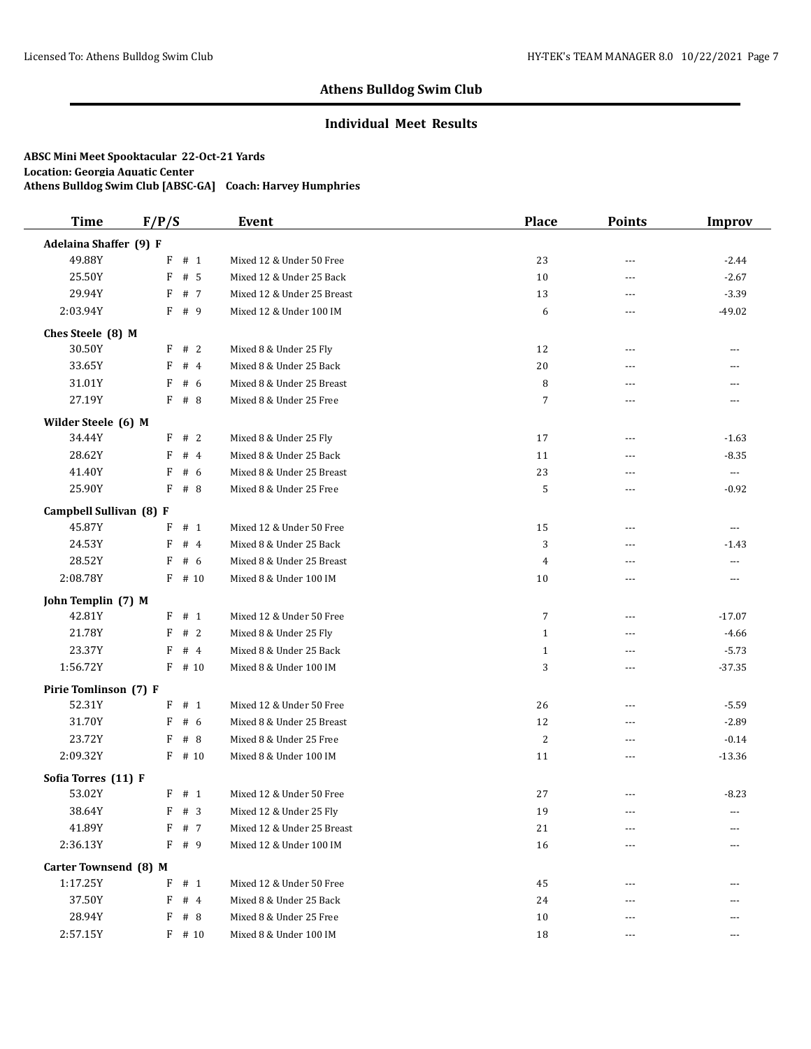# Athens Bulldog Swim Club

## Individual Meet Results

**ABSC Mini Meet Spooktacular 22-Oct-21 Yards**
**Location: Georgia Aquatic Center**
**Athens Bulldog Swim Club [ABSC-GA] Coach: Harvey Humphries**

| Time | F/P/S | Event | Place | Points | Improv |
|---|---|---|---|---|---|
| **Adelaina Shaffer (9) F** | | | | | |
| 49.88Y | F # 1 | Mixed 12 & Under 50 Free | 23 | --- | -2.44 |
| 25.50Y | F # 5 | Mixed 12 & Under 25 Back | 10 | --- | -2.67 |
| 29.94Y | F # 7 | Mixed 12 & Under 25 Breast | 13 | --- | -3.39 |
| 2:03.94Y | F # 9 | Mixed 12 & Under 100 IM | 6 | --- | -49.02 |
| **Ches Steele (8) M** | | | | | |
| 30.50Y | F # 2 | Mixed 8 & Under 25 Fly | 12 | --- | --- |
| 33.65Y | F # 4 | Mixed 8 & Under 25 Back | 20 | --- | --- |
| 31.01Y | F # 6 | Mixed 8 & Under 25 Breast | 8 | --- | --- |
| 27.19Y | F # 8 | Mixed 8 & Under 25 Free | 7 | --- | --- |
| **Wilder Steele (6) M** | | | | | |
| 34.44Y | F # 2 | Mixed 8 & Under 25 Fly | 17 | --- | -1.63 |
| 28.62Y | F # 4 | Mixed 8 & Under 25 Back | 11 | --- | -8.35 |
| 41.40Y | F # 6 | Mixed 8 & Under 25 Breast | 23 | --- | --- |
| 25.90Y | F # 8 | Mixed 8 & Under 25 Free | 5 | --- | -0.92 |
| **Campbell Sullivan (8) F** | | | | | |
| 45.87Y | F # 1 | Mixed 12 & Under 50 Free | 15 | --- | --- |
| 24.53Y | F # 4 | Mixed 8 & Under 25 Back | 3 | --- | -1.43 |
| 28.52Y | F # 6 | Mixed 8 & Under 25 Breast | 4 | --- | --- |
| 2:08.78Y | F # 10 | Mixed 8 & Under 100 IM | 10 | --- | --- |
| **John Templin (7) M** | | | | | |
| 42.81Y | F # 1 | Mixed 12 & Under 50 Free | 7 | --- | -17.07 |
| 21.78Y | F # 2 | Mixed 8 & Under 25 Fly | 1 | --- | -4.66 |
| 23.37Y | F # 4 | Mixed 8 & Under 25 Back | 1 | --- | -5.73 |
| 1:56.72Y | F # 10 | Mixed 8 & Under 100 IM | 3 | --- | -37.35 |
| **Pirie Tomlinson (7) F** | | | | | |
| 52.31Y | F # 1 | Mixed 12 & Under 50 Free | 26 | --- | -5.59 |
| 31.70Y | F # 6 | Mixed 8 & Under 25 Breast | 12 | --- | -2.89 |
| 23.72Y | F # 8 | Mixed 8 & Under 25 Free | 2 | --- | -0.14 |
| 2:09.32Y | F # 10 | Mixed 8 & Under 100 IM | 11 | --- | -13.36 |
| **Sofia Torres (11) F** | | | | | |
| 53.02Y | F # 1 | Mixed 12 & Under 50 Free | 27 | --- | -8.23 |
| 38.64Y | F # 3 | Mixed 12 & Under 25 Fly | 19 | --- | --- |
| 41.89Y | F # 7 | Mixed 12 & Under 25 Breast | 21 | --- | --- |
| 2:36.13Y | F # 9 | Mixed 12 & Under 100 IM | 16 | --- | --- |
| **Carter Townsend (8) M** | | | | | |
| 1:17.25Y | F # 1 | Mixed 12 & Under 50 Free | 45 | --- | --- |
| 37.50Y | F # 4 | Mixed 8 & Under 25 Back | 24 | --- | --- |
| 28.94Y | F # 8 | Mixed 8 & Under 25 Free | 10 | --- | --- |
| 2:57.15Y | F # 10 | Mixed 8 & Under 100 IM | 18 | --- | --- |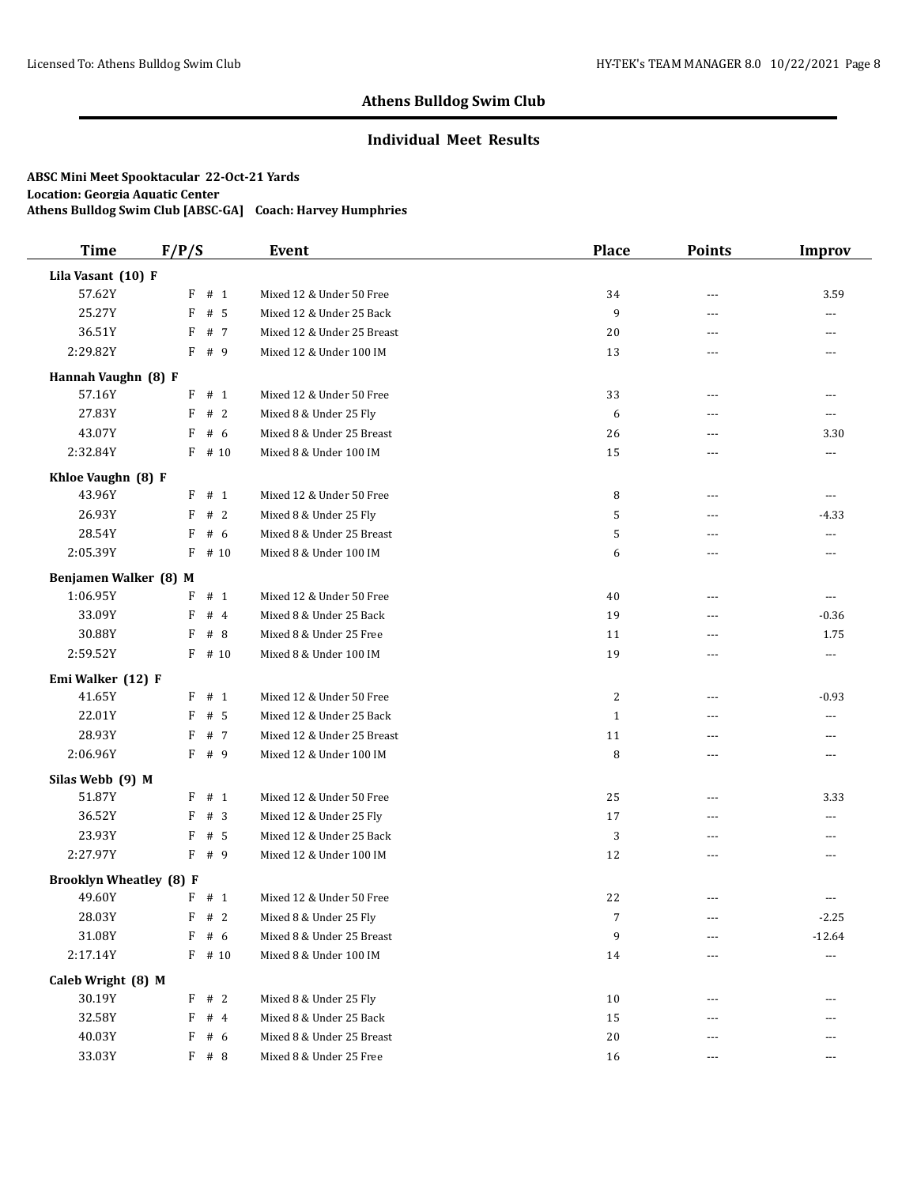# Athens Bulldog Swim Club

## Individual Meet Results

**ABSC Mini Meet Spooktacular 22-Oct-21 Yards**
**Location: Georgia Aquatic Center**
**Athens Bulldog Swim Club [ABSC-GA] Coach: Harvey Humphries**

| Time | F/P/S | Event | Place | Points | Improv |
|---|---|---|---|---|---|
| **Lila Vasant (10) F** | | | | | |
| 57.62Y | F # 1 | Mixed 12 & Under 50 Free | 34 | --- | 3.59 |
| 25.27Y | F # 5 | Mixed 12 & Under 25 Back | 9 | --- | --- |
| 36.51Y | F # 7 | Mixed 12 & Under 25 Breast | 20 | --- | --- |
| 2:29.82Y | F # 9 | Mixed 12 & Under 100 IM | 13 | --- | --- |
| **Hannah Vaughn (8) F** | | | | | |
| 57.16Y | F # 1 | Mixed 12 & Under 50 Free | 33 | --- | --- |
| 27.83Y | F # 2 | Mixed 8 & Under 25 Fly | 6 | --- | --- |
| 43.07Y | F # 6 | Mixed 8 & Under 25 Breast | 26 | --- | 3.30 |
| 2:32.84Y | F # 10 | Mixed 8 & Under 100 IM | 15 | --- | --- |
| **Khloe Vaughn (8) F** | | | | | |
| 43.96Y | F # 1 | Mixed 12 & Under 50 Free | 8 | --- | --- |
| 26.93Y | F # 2 | Mixed 8 & Under 25 Fly | 5 | --- | -4.33 |
| 28.54Y | F # 6 | Mixed 8 & Under 25 Breast | 5 | --- | --- |
| 2:05.39Y | F # 10 | Mixed 8 & Under 100 IM | 6 | --- | --- |
| **Benjamen Walker (8) M** | | | | | |
| 1:06.95Y | F # 1 | Mixed 12 & Under 50 Free | 40 | --- | --- |
| 33.09Y | F # 4 | Mixed 8 & Under 25 Back | 19 | --- | -0.36 |
| 30.88Y | F # 8 | Mixed 8 & Under 25 Free | 11 | --- | 1.75 |
| 2:59.52Y | F # 10 | Mixed 8 & Under 100 IM | 19 | --- | --- |
| **Emi Walker (12) F** | | | | | |
| 41.65Y | F # 1 | Mixed 12 & Under 50 Free | 2 | --- | -0.93 |
| 22.01Y | F # 5 | Mixed 12 & Under 25 Back | 1 | --- | --- |
| 28.93Y | F # 7 | Mixed 12 & Under 25 Breast | 11 | --- | --- |
| 2:06.96Y | F # 9 | Mixed 12 & Under 100 IM | 8 | --- | --- |
| **Silas Webb (9) M** | | | | | |
| 51.87Y | F # 1 | Mixed 12 & Under 50 Free | 25 | --- | 3.33 |
| 36.52Y | F # 3 | Mixed 12 & Under 25 Fly | 17 | --- | --- |
| 23.93Y | F # 5 | Mixed 12 & Under 25 Back | 3 | --- | --- |
| 2:27.97Y | F # 9 | Mixed 12 & Under 100 IM | 12 | --- | --- |
| **Brooklyn Wheatley (8) F** | | | | | |
| 49.60Y | F # 1 | Mixed 12 & Under 50 Free | 22 | --- | --- |
| 28.03Y | F # 2 | Mixed 8 & Under 25 Fly | 7 | --- | -2.25 |
| 31.08Y | F # 6 | Mixed 8 & Under 25 Breast | 9 | --- | -12.64 |
| 2:17.14Y | F # 10 | Mixed 8 & Under 100 IM | 14 | --- | --- |
| **Caleb Wright (8) M** | | | | | |
| 30.19Y | F # 2 | Mixed 8 & Under 25 Fly | 10 | --- | --- |
| 32.58Y | F # 4 | Mixed 8 & Under 25 Back | 15 | --- | --- |
| 40.03Y | F # 6 | Mixed 8 & Under 25 Breast | 20 | --- | --- |
| 33.03Y | F # 8 | Mixed 8 & Under 25 Free | 16 | --- | --- |